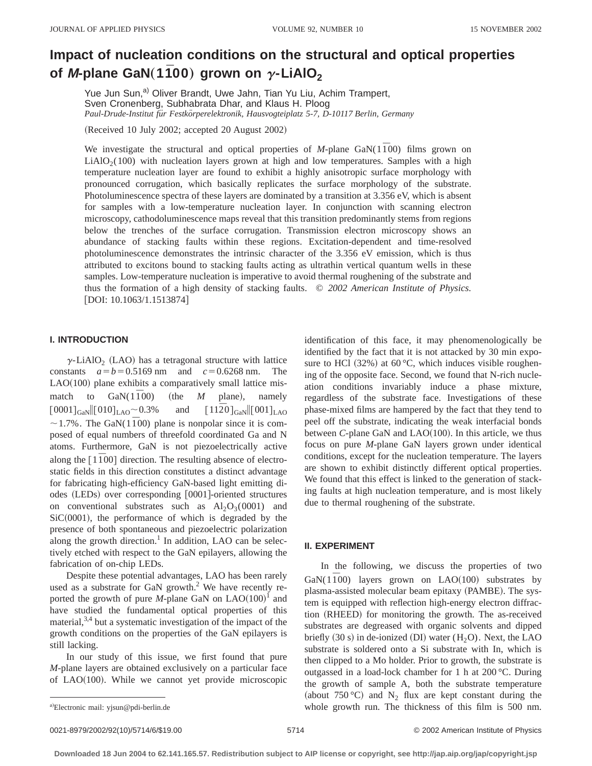# Impact of nucleation conditions on the structural and optical properties of *M*-plane GaN$(1\bar{1}00)$ grown on $\gamma$-$LiAlO_2$

Yue Jun Sun,[a] Oliver Brandt, Uwe Jahn, Tian Yu Liu, Achim Trampert, Sven Cronenberg, Subhabrata Dhar, and Klaus H. Ploog

*Paul-Drude-Institut für Festkörperelektronik, Hausvogteiplatz 5-7, D-10117 Berlin, Germany*

(Received 10 July 2002; accepted 20 August 2002)

We investigate the structural and optical properties of *M*-plane GaN$(1\bar{1}00)$ films grown on $LiAlO_2(100)$ with nucleation layers grown at high and low temperatures. Samples with a high temperature nucleation layer are found to exhibit a highly anisotropic surface morphology with pronounced corrugation, which basically replicates the surface morphology of the substrate. Photoluminescence spectra of these layers are dominated by a transition at 3.356 eV, which is absent for samples with a low-temperature nucleation layer. In conjunction with scanning electron microscopy, cathodoluminescence maps reveal that this transition predominantly stems from regions below the trenches of the surface corrugation. Transmission electron microscopy shows an abundance of stacking faults within these regions. Excitation-dependent and time-resolved photoluminescence demonstrates the intrinsic character of the 3.356 eV emission, which is thus attributed to excitons bound to stacking faults acting as ultrathin vertical quantum wells in these samples. Low-temperature nucleation is imperative to avoid thermal roughening of the substrate and thus the formation of a high density of stacking faults. © *2002 American Institute of Physics.* [DOI: 10.1063/1.1513874]

## I. INTRODUCTION

$\gamma$-$LiAlO_2$ (LAO) has a tetragonal structure with lattice constants $a=b=0.5169$ nm and $c=0.6268$ nm. The LAO(100) plane exhibits a comparatively small lattice mismatch to GaN$(1\bar{1}00)$ (the *M* plane), namely $[0001]_{GaN}\|[010]_{LAO}\sim 0.3\%$ and $[11\bar{2}0]_{GaN}\|[001]_{LAO}\sim 1.7\%$. The GaN$(1\bar{1}00)$ plane is nonpolar since it is composed of equal numbers of threefold coordinated Ga and N atoms. Furthermore, GaN is not piezoelectrically active along the $[1\bar{1}00]$ direction. The resulting absence of electrostatic fields in this direction constitutes a distinct advantage for fabricating high-efficiency GaN-based light emitting diodes (LEDs) over corresponding [0001]-oriented structures on conventional substrates such as $Al_2O_3(0001)$ and SiC(0001), the performance of which is degraded by the presence of both spontaneous and piezoelectric polarization along the growth direction.[1] In addition, LAO can be selectively etched with respect to the GaN epilayers, allowing the fabrication of on-chip LEDs.

Despite these potential advantages, LAO has been rarely used as a substrate for GaN growth.[2] We have recently reported the growth of pure *M*-plane GaN on LAO(100)[1] and have studied the fundamental optical properties of this material,[3,4] but a systematic investigation of the impact of the growth conditions on the properties of the GaN epilayers is still lacking.

In our study of this issue, we first found that pure *M*-plane layers are obtained exclusively on a particular face of LAO(100). While we cannot yet provide microscopic identification of this face, it may phenomenologically be identified by the fact that it is not attacked by 30 min exposure to HCl (32%) at 60 °C, which induces visible roughening of the opposite face. Second, we found that N-rich nucleation conditions invariably induce a phase mixture, regardless of the substrate face. Investigations of these phase-mixed films are hampered by the fact that they tend to peel off the substrate, indicating the weak interfacial bonds between *C*-plane GaN and LAO(100). In this article, we thus focus on pure *M*-plane GaN layers grown under identical conditions, except for the nucleation temperature. The layers are shown to exhibit distinctly different optical properties. We found that this effect is linked to the generation of stacking faults at high nucleation temperature, and is most likely due to thermal roughening of the substrate.

## II. EXPERIMENT

In the following, we discuss the properties of two GaN$(1\bar{1}00)$ layers grown on LAO(100) substrates by plasma-assisted molecular beam epitaxy (PAMBE). The system is equipped with reflection high-energy electron diffraction (RHEED) for monitoring the growth. The as-received substrates are degreased with organic solvents and dipped briefly (30 s) in de-ionized (DI) water ($H_2O$). Next, the LAO substrate is soldered onto a Si substrate with In, which is then clipped to a Mo holder. Prior to growth, the substrate is outgassed in a load-lock chamber for 1 h at 200 °C. During the growth of sample A, both the substrate temperature (about 750 °C) and $N_2$ flux are kept constant during the whole growth run. The thickness of this film is 500 nm.

[a] Electronic mail: yjsun@pdi-berlin.de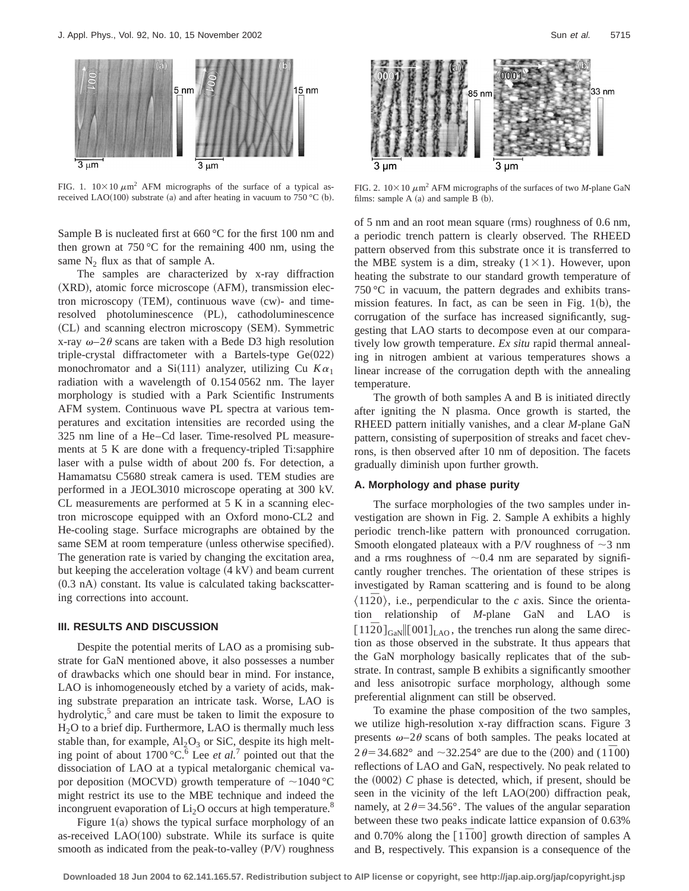FIG. 1. $10\times10\ \mu m^2$ AFM micrographs of the surface of a typical as-received LAO(100) substrate (a) and after heating in vacuum to 750 °C (b).

FIG. 2. $10\times10\ \mu m^2$ AFM micrographs of the surfaces of two *M*-plane GaN films: sample A (a) and sample B (b).

Sample B is nucleated first at 660 °C for the first 100 nm and then grown at 750 °C for the remaining 400 nm, using the same $N_2$ flux as that of sample A.

The samples are characterized by x-ray diffraction (XRD), atomic force microscope (AFM), transmission electron microscopy (TEM), continuous wave (cw)- and time-resolved photoluminescence (PL), cathodoluminescence (CL) and scanning electron microscopy (SEM). Symmetric x-ray $\omega$–$2\theta$ scans are taken with a Bede D3 high resolution triple-crystal diffractometer with a Bartels-type Ge(022) monochromator and a Si(111) analyzer, utilizing Cu $K\alpha_1$ radiation with a wavelength of 0.154 0562 nm. The layer morphology is studied with a Park Scientific Instruments AFM system. Continuous wave PL spectra at various temperatures and excitation intensities are recorded using the 325 nm line of a He–Cd laser. Time-resolved PL measurements at 5 K are done with a frequency-tripled Ti:sapphire laser with a pulse width of about 200 fs. For detection, a Hamamatsu C5680 streak camera is used. TEM studies are performed in a JEOL3010 microscope operating at 300 kV. CL measurements are performed at 5 K in a scanning electron microscope equipped with an Oxford mono-CL2 and He-cooling stage. Surface micrographs are obtained by the same SEM at room temperature (unless otherwise specified). The generation rate is varied by changing the excitation area, but keeping the acceleration voltage (4 kV) and beam current (0.3 nA) constant. Its value is calculated taking backscattering corrections into account.

## III. RESULTS AND DISCUSSION

Despite the potential merits of LAO as a promising substrate for GaN mentioned above, it also possesses a number of drawbacks which one should bear in mind. For instance, LAO is inhomogeneously etched by a variety of acids, making substrate preparation an intricate task. Worse, LAO is hydrolytic,[5] and care must be taken to limit the exposure to $H_2O$ to a brief dip. Furthermore, LAO is thermally much less stable than, for example, $Al_2O_3$ or SiC, despite its high melting point of about 1700 °C.[6] Lee *et al.*[7] pointed out that the dissociation of LAO at a typical metalorganic chemical vapor deposition (MOCVD) growth temperature of ~1040 °C might restrict its use to the MBE technique and indeed the incongruent evaporation of $Li_2O$ occurs at high temperature.[8]

Figure 1(a) shows the typical surface morphology of an as-received LAO(100) substrate. While its surface is quite smooth as indicated from the peak-to-valley (P/V) roughness of 5 nm and an root mean square (rms) roughness of 0.6 nm, a periodic trench pattern is clearly observed. The RHEED pattern observed from this substrate once it is transferred to the MBE system is a dim, streaky $(1\times1)$. However, upon heating the substrate to our standard growth temperature of 750 °C in vacuum, the pattern degrades and exhibits transmission features. In fact, as can be seen in Fig. 1(b), the corrugation of the surface has increased significantly, suggesting that LAO starts to decompose even at our comparatively low growth temperature. *Ex situ* rapid thermal annealing in nitrogen ambient at various temperatures shows a linear increase of the corrugation depth with the annealing temperature.

The growth of both samples A and B is initiated directly after igniting the N plasma. Once growth is started, the RHEED pattern initially vanishes, and a clear *M*-plane GaN pattern, consisting of superposition of streaks and facet chevrons, is then observed after 10 nm of deposition. The facets gradually diminish upon further growth.

### A. Morphology and phase purity

The surface morphologies of the two samples under investigation are shown in Fig. 2. Sample A exhibits a highly periodic trench-like pattern with pronounced corrugation. Smooth elongated plateaux with a P/V roughness of ~3 nm and a rms roughness of ~0.4 nm are separated by significantly rougher trenches. The orientation of these stripes is investigated by Raman scattering and is found to be along $\langle 11\bar{2}0\rangle$, i.e., perpendicular to the *c* axis. Since the orientation relationship of *M*-plane GaN and LAO is $[11\bar{2}0]_{GaN}\|[001]_{LAO}$, the trenches run along the same direction as those observed in the substrate. It thus appears that the GaN morphology basically replicates that of the substrate. In contrast, sample B exhibits a significantly smoother and less anisotropic surface morphology, although some preferential alignment can still be observed.

To examine the phase composition of the two samples, we utilize high-resolution x-ray diffraction scans. Figure 3 presents $\omega$–$2\theta$ scans of both samples. The peaks located at $2\theta=34.682°$ and $\sim32.254°$ are due to the (200) and $(1\bar{1}00)$ reflections of LAO and GaN, respectively. No peak related to the (0002) *C* phase is detected, which, if present, should be seen in the vicinity of the left LAO(200) diffraction peak, namely, at $2\theta=34.56°$. The values of the angular separation between these two peaks indicate lattice expansion of 0.63% and 0.70% along the $[1\bar{1}00]$ growth direction of samples A and B, respectively. This expansion is a consequence of the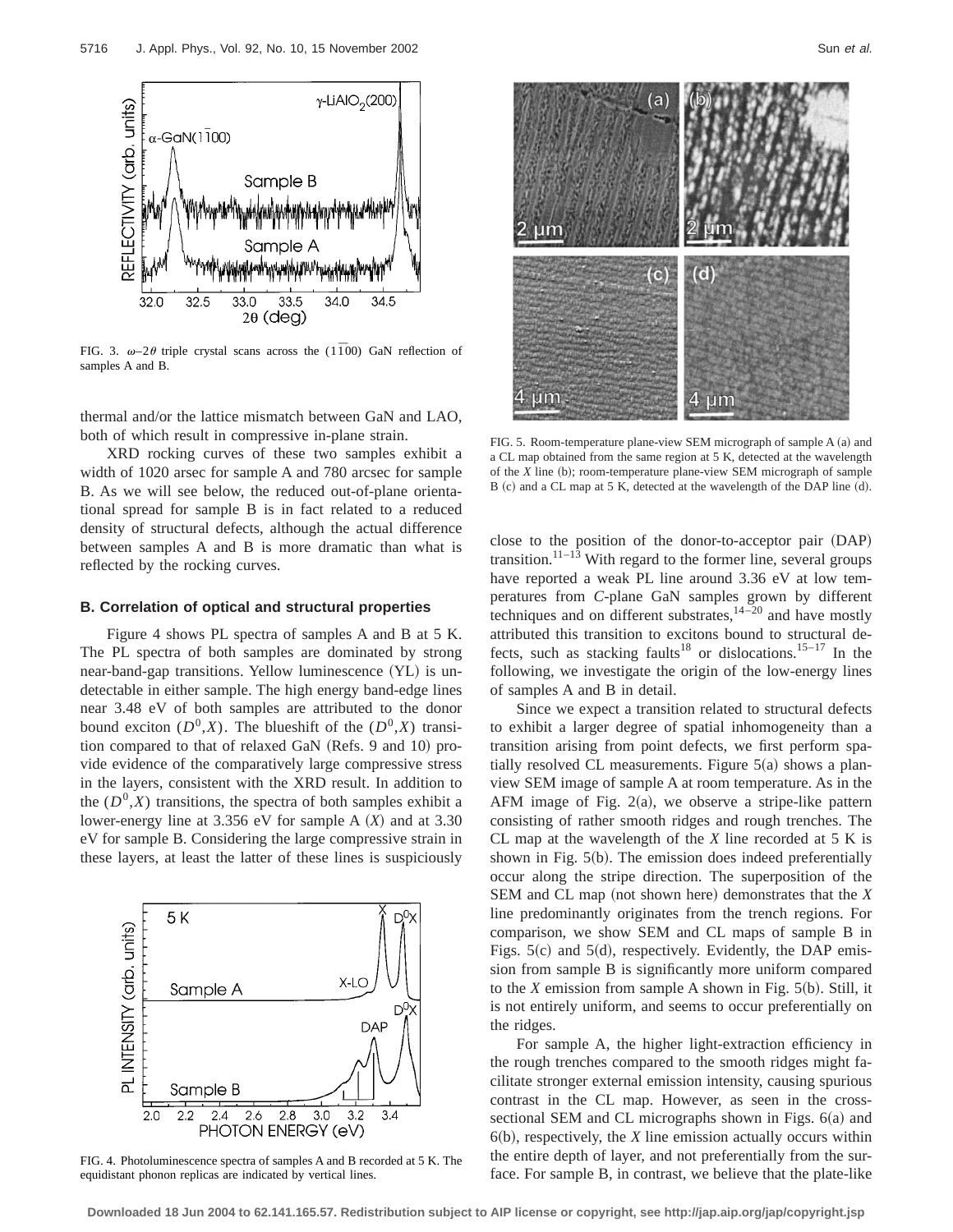FIG. 3. $\omega$–$2\theta$ triple crystal scans across the $(1\bar{1}00)$ GaN reflection of samples A and B.

thermal and/or the lattice mismatch between GaN and LAO, both of which result in compressive in-plane strain.

XRD rocking curves of these two samples exhibit a width of 1020 arsec for sample A and 780 arcsec for sample B. As we will see below, the reduced out-of-plane orientational spread for sample B is in fact related to a reduced density of structural defects, although the actual difference between samples A and B is more dramatic than what is reflected by the rocking curves.

### B. Correlation of optical and structural properties

Figure 4 shows PL spectra of samples A and B at 5 K. The PL spectra of both samples are dominated by strong near-band-gap transitions. Yellow luminescence (YL) is undetectable in either sample. The high energy band-edge lines near 3.48 eV of both samples are attributed to the donor bound exciton $(D^0,X)$. The blueshift of the $(D^0,X)$ transition compared to that of relaxed GaN (Refs. 9 and 10) provide evidence of the comparatively large compressive stress in the layers, consistent with the XRD result. In addition to the $(D^0,X)$ transitions, the spectra of both samples exhibit a lower-energy line at 3.356 eV for sample A $(X)$ and at 3.30 eV for sample B. Considering the large compressive strain in these layers, at least the latter of these lines is suspiciously close to the position of the donor-to-acceptor pair (DAP) transition.[11–13] With regard to the former line, several groups have reported a weak PL line around 3.36 eV at low temperatures from *C*-plane GaN samples grown by different techniques and on different substrates,[14–20] and have mostly attributed this transition to excitons bound to structural defects, such as stacking faults[18] or dislocations.[15–17] In the following, we investigate the origin of the low-energy lines of samples A and B in detail.

FIG. 4. Photoluminescence spectra of samples A and B recorded at 5 K. The equidistant phonon replicas are indicated by vertical lines.

FIG. 5. Room-temperature plane-view SEM micrograph of sample A (a) and a CL map obtained from the same region at 5 K, detected at the wavelength of the $X$ line (b); room-temperature plane-view SEM micrograph of sample B (c) and a CL map at 5 K, detected at the wavelength of the DAP line (d).

Since we expect a transition related to structural defects to exhibit a larger degree of spatial inhomogeneity than a transition arising from point defects, we first perform spatially resolved CL measurements. Figure 5(a) shows a plan-view SEM image of sample A at room temperature. As in the AFM image of Fig. 2(a), we observe a stripe-like pattern consisting of rather smooth ridges and rough trenches. The CL map at the wavelength of the $X$ line recorded at 5 K is shown in Fig. 5(b). The emission does indeed preferentially occur along the stripe direction. The superposition of the SEM and CL map (not shown here) demonstrates that the $X$ line predominantly originates from the trench regions. For comparison, we show SEM and CL maps of sample B in Figs. 5(c) and 5(d), respectively. Evidently, the DAP emission from sample B is significantly more uniform compared to the $X$ emission from sample A shown in Fig. 5(b). Still, it is not entirely uniform, and seems to occur preferentially on the ridges.

For sample A, the higher light-extraction efficiency in the rough trenches compared to the smooth ridges might facilitate stronger external emission intensity, causing spurious contrast in the CL map. However, as seen in the cross-sectional SEM and CL micrographs shown in Figs. 6(a) and 6(b), respectively, the $X$ line emission actually occurs within the entire depth of layer, and not preferentially from the surface. For sample B, in contrast, we believe that the plate-like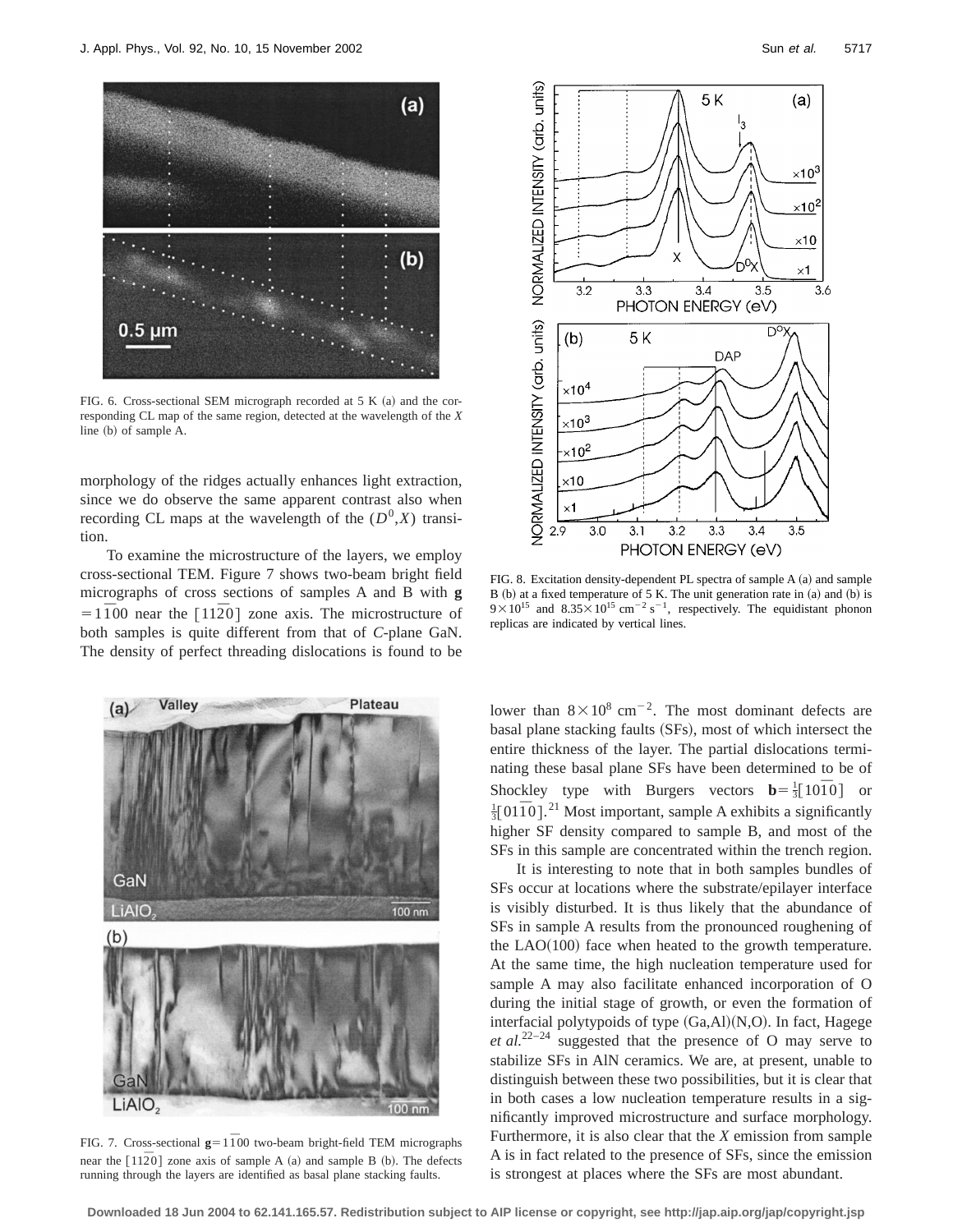FIG. 6. Cross-sectional SEM micrograph recorded at 5 K (a) and the corresponding CL map of the same region, detected at the wavelength of the *X* line (b) of sample A.

morphology of the ridges actually enhances light extraction, since we do observe the same apparent contrast also when recording CL maps at the wavelength of the $(D^0,X)$ transition.

To examine the microstructure of the layers, we employ cross-sectional TEM. Figure 7 shows two-beam bright field micrographs of cross sections of samples A and B with $\mathbf{g} = 1\bar{1}00$ near the $[11\bar{2}0]$ zone axis. The microstructure of both samples is quite different from that of *C*-plane GaN. The density of perfect threading dislocations is found to be lower than $8\times10^8$ cm$^{-2}$. The most dominant defects are basal plane stacking faults (SFs), most of which intersect the entire thickness of the layer. The partial dislocations terminating these basal plane SFs have been determined to be of Shockley type with Burgers vectors $\mathbf{b}=\frac{1}{3}[10\bar{1}0]$ or $\frac{1}{3}[01\bar{1}0]$.[21] Most important, sample A exhibits a significantly higher SF density compared to sample B, and most of the SFs in this sample are concentrated within the trench region.

FIG. 8. Excitation density-dependent PL spectra of sample A (a) and sample B (b) at a fixed temperature of 5 K. The unit generation rate in (a) and (b) is $9\times10^{15}$ and $8.35\times10^{15}$ cm$^{-2}$ s$^{-1}$, respectively. The equidistant phonon replicas are indicated by vertical lines.

FIG. 7. Cross-sectional $\mathbf{g}=1\bar{1}00$ two-beam bright-field TEM micrographs near the $[11\bar{2}0]$ zone axis of sample A (a) and sample B (b). The defects running through the layers are identified as basal plane stacking faults.

It is interesting to note that in both samples bundles of SFs occur at locations where the substrate/epilayer interface is visibly disturbed. It is thus likely that the abundance of SFs in sample A results from the pronounced roughening of the LAO(100) face when heated to the growth temperature. At the same time, the high nucleation temperature used for sample A may also facilitate enhanced incorporation of O during the initial stage of growth, or even the formation of interfacial polytypoids of type (Ga,Al)(N,O). In fact, Hagege *et al.*[22–24] suggested that the presence of O may serve to stabilize SFs in AlN ceramics. We are, at present, unable to distinguish between these two possibilities, but it is clear that in both cases a low nucleation temperature results in a significantly improved microstructure and surface morphology. Furthermore, it is also clear that the *X* emission from sample A is in fact related to the presence of SFs, since the emission is strongest at places where the SFs are most abundant.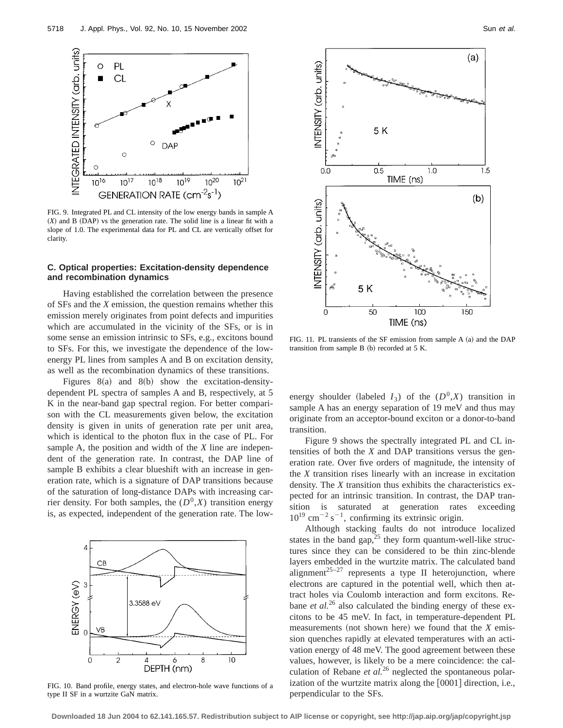FIG. 9. Integrated PL and CL intensity of the low energy bands in sample A ($X$) and B (DAP) vs the generation rate. The solid line is a linear fit with a slope of 1.0. The experimental data for PL and CL are vertically offset for clarity.

### C. Optical properties: Excitation-density dependence and recombination dynamics

Having established the correlation between the presence of SFs and the $X$ emission, the question remains whether this emission merely originates from point defects and impurities which are accumulated in the vicinity of the SFs, or is in some sense an emission intrinsic to SFs, e.g., excitons bound to SFs. For this, we investigate the dependence of the low-energy PL lines from samples A and B on excitation density, as well as the recombination dynamics of these transitions.

Figures 8(a) and 8(b) show the excitation-density-dependent PL spectra of samples A and B, respectively, at 5 K in the near-band gap spectral region. For better comparison with the CL measurements given below, the excitation density is given in units of generation rate per unit area, which is identical to the photon flux in the case of PL. For sample A, the position and width of the $X$ line are independent of the generation rate. In contrast, the DAP line of sample B exhibits a clear blueshift with an increase in generation rate, which is a signature of DAP transitions because of the saturation of long-distance DAPs with increasing carrier density. For both samples, the $(D^0,X)$ transition energy is, as expected, independent of the generation rate. The low-energy shoulder (labeled $I_3$) of the $(D^0,X)$ transition in sample A has an energy separation of 19 meV and thus may originate from an acceptor-bound exciton or a donor-to-band transition.

FIG. 10. Band profile, energy states, and electron-hole wave functions of a type II SF in a wurtzite GaN matrix.

FIG. 11. PL transients of the SF emission from sample A (a) and the DAP transition from sample B (b) recorded at 5 K.

Figure 9 shows the spectrally integrated PL and CL intensities of both the $X$ and DAP transitions versus the generation rate. Over five orders of magnitude, the intensity of the $X$ transition rises linearly with an increase in excitation density. The $X$ transition thus exhibits the characteristics expected for an intrinsic transition. In contrast, the DAP transition is saturated at generation rates exceeding $10^{19}\ \mathrm{cm}^{-2}\,\mathrm{s}^{-1}$, confirming its extrinsic origin.

Although stacking faults do not introduce localized states in the band gap,[25] they form quantum-well-like structures since they can be considered to be thin zinc-blende layers embedded in the wurtzite matrix. The calculated band alignment[25–27] represents a type II heterojunction, where electrons are captured in the potential well, which then attract holes via Coulomb interaction and form excitons. Rebane *et al.*[26] also calculated the binding energy of these excitons to be 45 meV. In fact, in temperature-dependent PL measurements (not shown here) we found that the $X$ emission quenches rapidly at elevated temperatures with an activation energy of 48 meV. The good agreement between these values, however, is likely to be a mere coincidence: the calculation of Rebane *et al.*[26] neglected the spontaneous polarization of the wurtzite matrix along the [0001] direction, i.e., perpendicular to the SFs.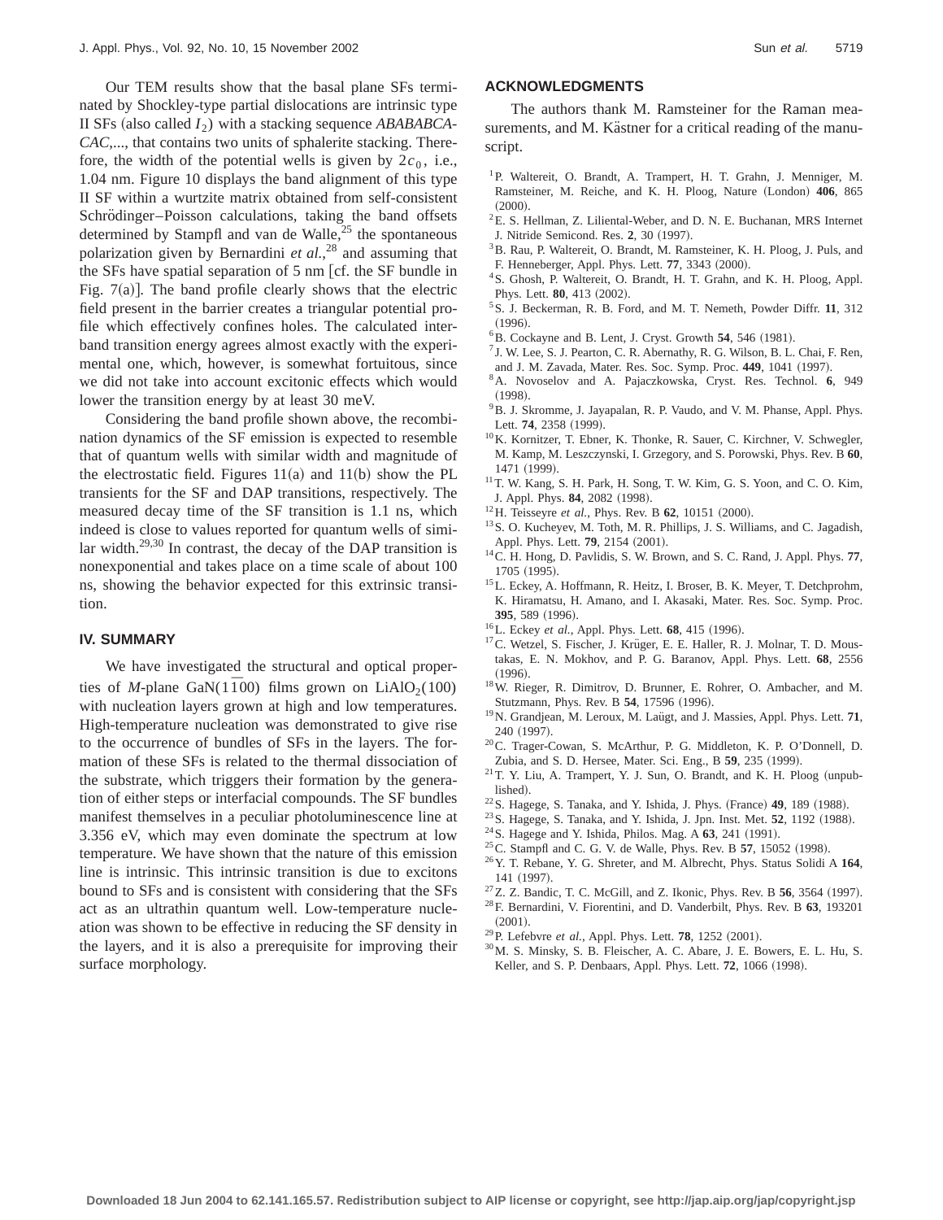Our TEM results show that the basal plane SFs terminated by Shockley-type partial dislocations are intrinsic type II SFs (also called $I_2$) with a stacking sequence *ABABABCACAC*,..., that contains two units of sphalerite stacking. Therefore, the width of the potential wells is given by $2c_0$, i.e., 1.04 nm. Figure 10 displays the band alignment of this type II SF within a wurtzite matrix obtained from self-consistent Schrödinger–Poisson calculations, taking the band offsets determined by Stampfl and van de Walle,[25] the spontaneous polarization given by Bernardini *et al.*,[28] and assuming that the SFs have spatial separation of 5 nm [cf. the SF bundle in Fig. 7(a)]. The band profile clearly shows that the electric field present in the barrier creates a triangular potential profile which effectively confines holes. The calculated interband transition energy agrees almost exactly with the experimental one, which, however, is somewhat fortuitous, since we did not take into account excitonic effects which would lower the transition energy by at least 30 meV.

Considering the band profile shown above, the recombination dynamics of the SF emission is expected to resemble that of quantum wells with similar width and magnitude of the electrostatic field. Figures 11(a) and 11(b) show the PL transients for the SF and DAP transitions, respectively. The measured decay time of the SF transition is 1.1 ns, which indeed is close to values reported for quantum wells of similar width.[29,30] In contrast, the decay of the DAP transition is nonexponential and takes place on a time scale of about 100 ns, showing the behavior expected for this extrinsic transition.

## IV. SUMMARY

We have investigated the structural and optical properties of *M*-plane GaN$(1\bar{1}00)$ films grown on $LiAlO_2(100)$ with nucleation layers grown at high and low temperatures. High-temperature nucleation was demonstrated to give rise to the occurrence of bundles of SFs in the layers. The formation of these SFs is related to the thermal dissociation of the substrate, which triggers their formation by the generation of either steps or interfacial compounds. The SF bundles manifest themselves in a peculiar photoluminescence line at 3.356 eV, which may even dominate the spectrum at low temperature. We have shown that the nature of this emission line is intrinsic. This intrinsic transition is due to excitons bound to SFs and is consistent with considering that the SFs act as an ultrathin quantum well. Low-temperature nucleation was shown to be effective in reducing the SF density in the layers, and it is also a prerequisite for improving their surface morphology.

## ACKNOWLEDGMENTS

The authors thank M. Ramsteiner for the Raman measurements, and M. Kästner for a critical reading of the manuscript.

[1] P. Waltereit, O. Brandt, A. Trampert, H. T. Grahn, J. Menniger, M. Ramsteiner, M. Reiche, and K. H. Ploog, Nature (London) **406**, 865 (2000).
[2] E. S. Hellman, Z. Liliental-Weber, and D. N. E. Buchanan, MRS Internet J. Nitride Semicond. Res. **2**, 30 (1997).
[3] B. Rau, P. Waltereit, O. Brandt, M. Ramsteiner, K. H. Ploog, J. Puls, and F. Henneberger, Appl. Phys. Lett. **77**, 3343 (2000).
[4] S. Ghosh, P. Waltereit, O. Brandt, H. T. Grahn, and K. H. Ploog, Appl. Phys. Lett. **80**, 413 (2002).
[5] S. J. Beckerman, R. B. Ford, and M. T. Nemeth, Powder Diffr. **11**, 312 (1996).
[6] B. Cockayne and B. Lent, J. Cryst. Growth **54**, 546 (1981).
[7] J. W. Lee, S. J. Pearton, C. R. Abernathy, R. G. Wilson, B. L. Chai, F. Ren, and J. M. Zavada, Mater. Res. Soc. Symp. Proc. **449**, 1041 (1997).
[8] A. Novoselov and A. Pajaczkowska, Cryst. Res. Technol. **6**, 949 (1998).
[9] B. J. Skromme, J. Jayapalan, R. P. Vaudo, and V. M. Phanse, Appl. Phys. Lett. **74**, 2358 (1999).
[10] K. Kornitzer, T. Ebner, K. Thonke, R. Sauer, C. Kirchner, V. Schwegler, M. Kamp, M. Leszczynski, I. Grzegory, and S. Porowski, Phys. Rev. B **60**, 1471 (1999).
[11] T. W. Kang, S. H. Park, H. Song, T. W. Kim, G. S. Yoon, and C. O. Kim, J. Appl. Phys. **84**, 2082 (1998).
[12] H. Teisseyre *et al.*, Phys. Rev. B **62**, 10151 (2000).
[13] S. O. Kucheyev, M. Toth, M. R. Phillips, J. S. Williams, and C. Jagadish, Appl. Phys. Lett. **79**, 2154 (2001).
[14] C. H. Hong, D. Pavlidis, S. W. Brown, and S. C. Rand, J. Appl. Phys. **77**, 1705 (1995).
[15] L. Eckey, A. Hoffmann, R. Heitz, I. Broser, B. K. Meyer, T. Detchprohm, K. Hiramatsu, H. Amano, and I. Akasaki, Mater. Res. Soc. Symp. Proc. **395**, 589 (1996).
[16] L. Eckey *et al.*, Appl. Phys. Lett. **68**, 415 (1996).
[17] C. Wetzel, S. Fischer, J. Krüger, E. E. Haller, R. J. Molnar, T. D. Moustakas, E. N. Mokhov, and P. G. Baranov, Appl. Phys. Lett. **68**, 2556 (1996).
[18] W. Rieger, R. Dimitrov, D. Brunner, E. Rohrer, O. Ambacher, and M. Stutzmann, Phys. Rev. B **54**, 17596 (1996).
[19] N. Grandjean, M. Leroux, M. Laügt, and J. Massies, Appl. Phys. Lett. **71**, 240 (1997).
[20] C. Trager-Cowan, S. McArthur, P. G. Middleton, K. P. O'Donnell, D. Zubia, and S. D. Hersee, Mater. Sci. Eng., B **59**, 235 (1999).
[21] T. Y. Liu, A. Trampert, Y. J. Sun, O. Brandt, and K. H. Ploog (unpublished).
[22] S. Hagege, S. Tanaka, and Y. Ishida, J. Phys. (France) **49**, 189 (1988).
[23] S. Hagege, S. Tanaka, and Y. Ishida, J. Jpn. Inst. Met. **52**, 1192 (1988).
[24] S. Hagege and Y. Ishida, Philos. Mag. A **63**, 241 (1991).
[25] C. Stampfl and C. G. V. de Walle, Phys. Rev. B **57**, 15052 (1998).
[26] Y. T. Rebane, Y. G. Shreter, and M. Albrecht, Phys. Status Solidi A **164**, 141 (1997).
[27] Z. Z. Bandic, T. C. McGill, and Z. Ikonic, Phys. Rev. B **56**, 3564 (1997).
[28] F. Bernardini, V. Fiorentini, and D. Vanderbilt, Phys. Rev. B **63**, 193201 (2001).
[29] P. Lefebvre *et al.*, Appl. Phys. Lett. **78**, 1252 (2001).
[30] M. S. Minsky, S. B. Fleischer, A. C. Abare, J. E. Bowers, E. L. Hu, S. Keller, and S. P. Denbaars, Appl. Phys. Lett. **72**, 1066 (1998).